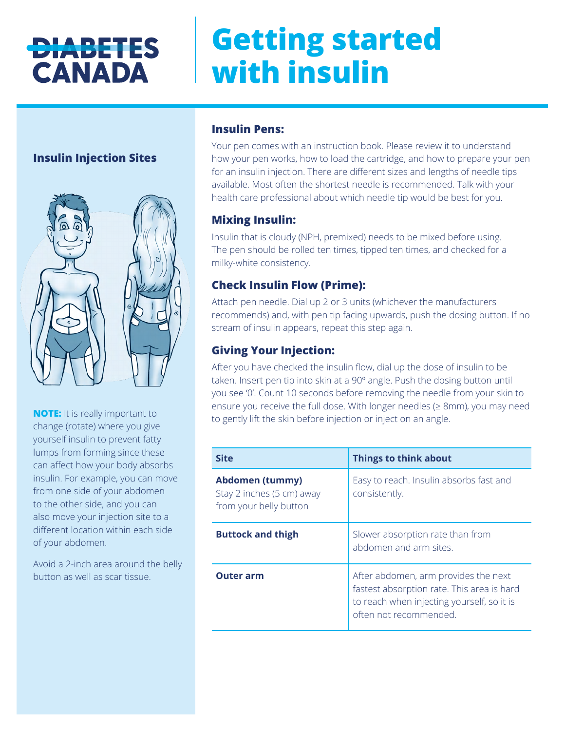# Getting started with insulin

## Insulin Injection Sites

**NOTE:** It is really important to change (rotate) where you give yourself insulin to prevent fatty lumps from forming since these can affect how your body absorbs insulin. For example, you can move from one side of your abdomen to the other side, and you can also move your injection site to a different location within each side of your abdomen.

Avoid a 2-inch area around the belly button as well as scar tissue.

### Insulin Pens:

Your pen comes with an instruction book. Please review it to understand how your pen works, how to load the cartridge, and how to prepare your pen for an insulin injection. There are different sizes and lengths of needle tips available. Most often the shortest needle is recommended. Talk with your health care professional about which needle tip would be best for you.

### Mixing Insulin:

Insulin that is cloudy (NPH, premixed) needs to be mixed before using. The pen should be rolled ten times, tipped ten times, and checked for a milky-white consistency.

### Check Insulin Flow (Prime):

Attach pen needle. Dial up 2 or 3 units (whichever the manufacturers recommends) and, with pen tip facing upwards, push the dosing button. If no stream of insulin appears, repeat this step again.

### Giving Your Injection:

After you have checked the insulin flow, dial up the dose of insulin to be taken. Insert pen tip into skin at a 90° angle. Push the dosing button until you see '0'. Count 10 seconds before removing the needle from your skin to ensure you receive the full dose. With longer needles (≥ 8mm), you may need to gently lift the skin before injection or inject on an angle.

| Site | Things to think about |
|---|---|
| **Abdomen (tummy)** Stay 2 inches (5 cm) away from your belly button | Easy to reach. Insulin absorbs fast and consistently. |
| **Buttock and thigh** | Slower absorption rate than from abdomen and arm sites. |
| **Outer arm** | After abdomen, arm provides the next fastest absorption rate. This area is hard to reach when injecting yourself, so it is often not recommended. |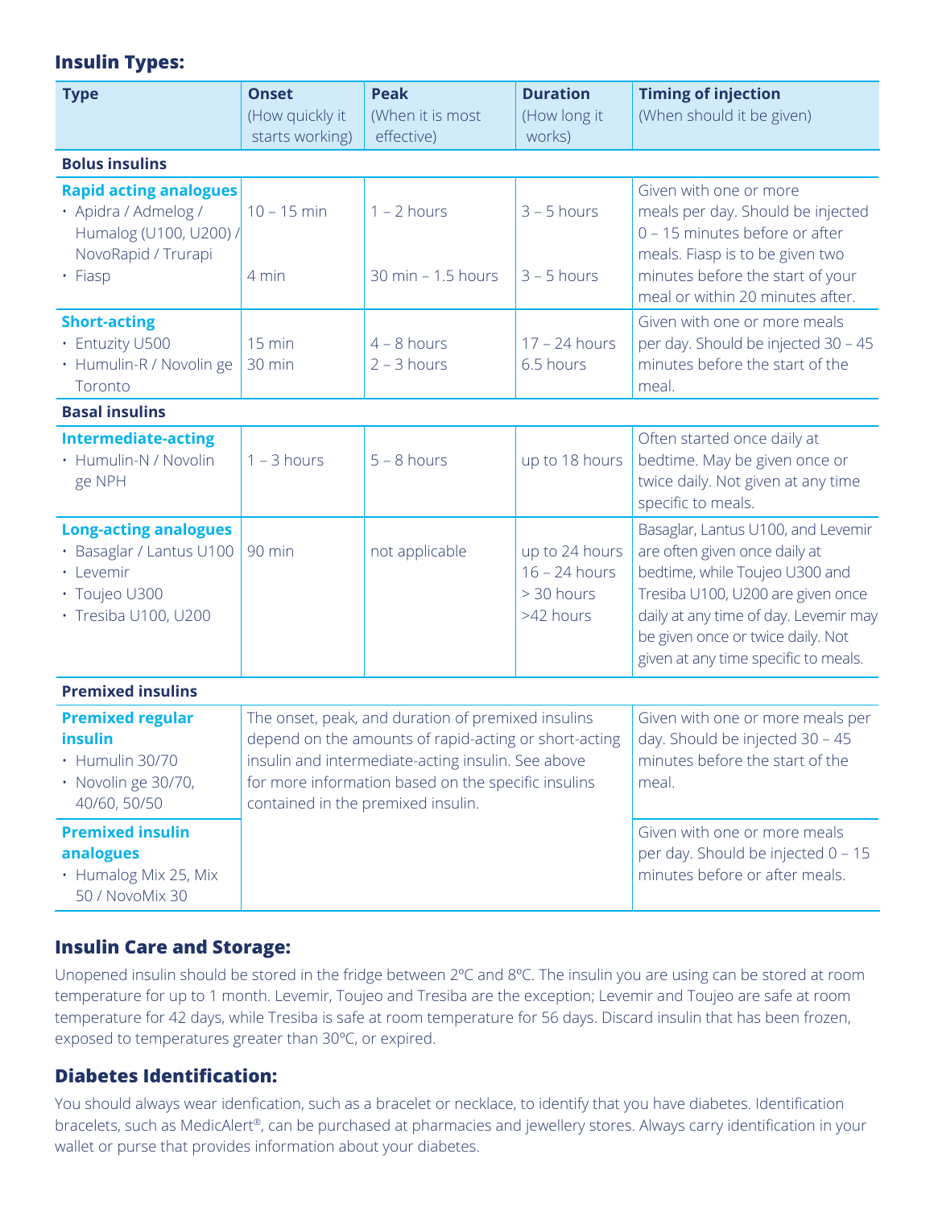## Insulin Types:

| Type | Onset (How quickly it starts working) | Peak (When it is most effective) | Duration (How long it works) | Timing of injection (When should it be given) |
|---|---|---|---|---|
| **Bolus insulins** | | | | |
| **Rapid acting analogues**<br>• Apidra / Admelog / Humalog (U100, U200) / NovoRapid / Trurapi<br>• Fiasp | 10 – 15 min<br><br>4 min | 1 – 2 hours<br><br>30 min – 1.5 hours | 3 – 5 hours<br><br>3 – 5 hours | Given with one or more meals per day. Should be injected 0 – 15 minutes before or after meals. Fiasp is to be given two minutes before the start of your meal or within 20 minutes after. |
| **Short-acting**<br>• Entuzity U500<br>• Humulin-R / Novolin ge Toronto | 15 min<br>30 min | 4 – 8 hours<br>2 – 3 hours | 17 – 24 hours<br>6.5 hours | Given with one or more meals per day. Should be injected 30 – 45 minutes before the start of the meal. |
| **Basal insulins** | | | | |
| **Intermediate-acting**<br>• Humulin-N / Novolin ge NPH | 1 – 3 hours | 5 – 8 hours | up to 18 hours | Often started once daily at bedtime. May be given once or twice daily. Not given at any time specific to meals. |
| **Long-acting analogues**<br>• Basaglar / Lantus U100<br>• Levemir<br>• Toujeo U300<br>• Tresiba U100, U200 | 90 min | not applicable | up to 24 hours<br>16 – 24 hours<br>> 30 hours<br>>42 hours | Basaglar, Lantus U100, and Levemir are often given once daily at bedtime, while Toujeo U300 and Tresiba U100, U200 are given once daily at any time of day. Levemir may be given once or twice daily. Not given at any time specific to meals. |
| **Premixed insulins** | | | | |
| **Premixed regular insulin**<br>• Humulin 30/70<br>• Novolin ge 30/70, 40/60, 50/50 | The onset, peak, and duration of premixed insulins depend on the amounts of rapid-acting or short-acting insulin and intermediate-acting insulin. See above for more information based on the specific insulins contained in the premixed insulin. | | | Given with one or more meals per day. Should be injected 30 – 45 minutes before the start of the meal. |
| **Premixed insulin analogues**<br>• Humalog Mix 25, Mix 50 / NovoMix 30 | | | | Given with one or more meals per day. Should be injected 0 – 15 minutes before or after meals. |

## Insulin Care and Storage:

Unopened insulin should be stored in the fridge between 2ºC and 8ºC. The insulin you are using can be stored at room temperature for up to 1 month. Levemir, Toujeo and Tresiba are the exception; Levemir and Toujeo are safe at room temperature for 42 days, while Tresiba is safe at room temperature for 56 days. Discard insulin that has been frozen, exposed to temperatures greater than 30ºC, or expired.

## Diabetes Identification:

You should always wear idenfication, such as a bracelet or necklace, to identify that you have diabetes. Identification bracelets, such as MedicAlert®, can be purchased at pharmacies and jewellery stores. Always carry identification in your wallet or purse that provides information about your diabetes.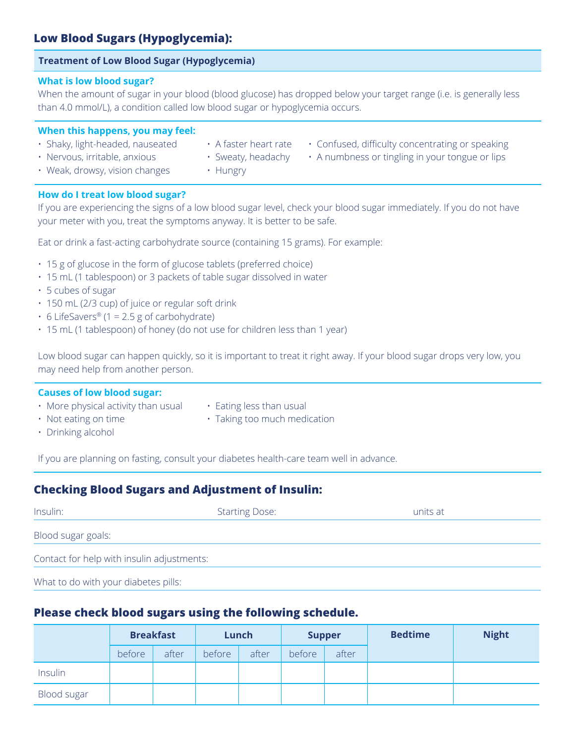## Low Blood Sugars (Hypoglycemia):

### Treatment of Low Blood Sugar (Hypoglycemia)

**What is low blood sugar?**

When the amount of sugar in your blood (blood glucose) has dropped below your target range (i.e. is generally less than 4.0 mmol/L), a condition called low blood sugar or hypoglycemia occurs.

**When this happens, you may feel:**

- Shaky, light-headed, nauseated
- Nervous, irritable, anxious
- Weak, drowsy, vision changes
- A faster heart rate
- Sweaty, headachy
- Hungry
- Confused, difficulty concentrating or speaking
- A numbness or tingling in your tongue or lips

**How do I treat low blood sugar?**

If you are experiencing the signs of a low blood sugar level, check your blood sugar immediately. If you do not have your meter with you, treat the symptoms anyway. It is better to be safe.

Eat or drink a fast-acting carbohydrate source (containing 15 grams). For example:

- 15 g of glucose in the form of glucose tablets (preferred choice)
- 15 mL (1 tablespoon) or 3 packets of table sugar dissolved in water
- 5 cubes of sugar
- 150 mL (2/3 cup) of juice or regular soft drink
- 6 LifeSavers® (1 = 2.5 g of carbohydrate)
- 15 mL (1 tablespoon) of honey (do not use for children less than 1 year)

Low blood sugar can happen quickly, so it is important to treat it right away. If your blood sugar drops very low, you may need help from another person.

**Causes of low blood sugar:**

- More physical activity than usual
- Not eating on time
- Drinking alcohol
- Eating less than usual
- Taking too much medication

If you are planning on fasting, consult your diabetes health-care team well in advance.

## Checking Blood Sugars and Adjustment of Insulin:

Insulin: Starting Dose: units at

Blood sugar goals:

Contact for help with insulin adjustments:

What to do with your diabetes pills:

## Please check blood sugars using the following schedule.

| | Breakfast | | Lunch | | Supper | | Bedtime | Night |
|---|---|---|---|---|---|---|---|---|
| | before | after | before | after | before | after | | |
| Insulin | | | | | | | | |
| Blood sugar | | | | | | | | |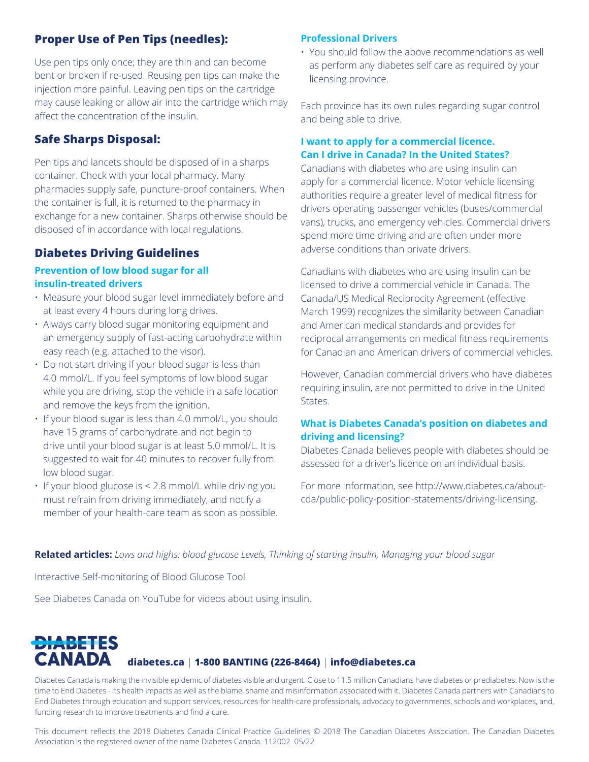## Proper Use of Pen Tips (needles):

Use pen tips only once; they are thin and can become bent or broken if re-used. Reusing pen tips can make the injection more painful. Leaving pen tips on the cartridge may cause leaking or allow air into the cartridge which may affect the concentration of the insulin.

## Safe Sharps Disposal:

Pen tips and lancets should be disposed of in a sharps container. Check with your local pharmacy. Many pharmacies supply safe, puncture-proof containers. When the container is full, it is returned to the pharmacy in exchange for a new container. Sharps otherwise should be disposed of in accordance with local regulations.

## Diabetes Driving Guidelines

### Prevention of low blood sugar for all insulin-treated drivers

- Measure your blood sugar level immediately before and at least every 4 hours during long drives.
- Always carry blood sugar monitoring equipment and an emergency supply of fast-acting carbohydrate within easy reach (e.g. attached to the visor).
- Do not start driving if your blood sugar is less than 4.0 mmol/L. If you feel symptoms of low blood sugar while you are driving, stop the vehicle in a safe location and remove the keys from the ignition.
- If your blood sugar is less than 4.0 mmol/L, you should have 15 grams of carbohydrate and not begin to drive until your blood sugar is at least 5.0 mmol/L. It is suggested to wait for 40 minutes to recover fully from low blood sugar.
- If your blood glucose is < 2.8 mmol/L while driving you must refrain from driving immediately, and notify a member of your health-care team as soon as possible.

### Professional Drivers

- You should follow the above recommendations as well as perform any diabetes self care as required by your licensing province.

Each province has its own rules regarding sugar control and being able to drive.

### I want to apply for a commercial licence. Can I drive in Canada? In the United States?

Canadians with diabetes who are using insulin can apply for a commercial licence. Motor vehicle licensing authorities require a greater level of medical fitness for drivers operating passenger vehicles (buses/commercial vans), trucks, and emergency vehicles. Commercial drivers spend more time driving and are often under more adverse conditions than private drivers.

Canadians with diabetes who are using insulin can be licensed to drive a commercial vehicle in Canada. The Canada/US Medical Reciprocity Agreement (effective March 1999) recognizes the similarity between Canadian and American medical standards and provides for reciprocal arrangements on medical fitness requirements for Canadian and American drivers of commercial vehicles.

However, Canadian commercial drivers who have diabetes requiring insulin, are not permitted to drive in the United States.

### What is Diabetes Canada's position on diabetes and driving and licensing?

Diabetes Canada believes people with diabetes should be assessed for a driver's licence on an individual basis.

For more information, see http://www.diabetes.ca/about-cda/public-policy-position-statements/driving-licensing.

**Related articles:** *Lows and highs: blood glucose Levels, Thinking of starting insulin, Managing your blood sugar*

Interactive Self-monitoring of Blood Glucose Tool

See Diabetes Canada on YouTube for videos about using insulin.

DIABETES CANADA **diabetes.ca** | **1-800 BANTING (226-8464)** | **info@diabetes.ca**

Diabetes Canada is making the invisible epidemic of diabetes visible and urgent. Close to 11.5 million Canadians have diabetes or prediabetes. Now is the time to End Diabetes - its health impacts as well as the blame, shame and misinformation associated with it. Diabetes Canada partners with Canadians to End Diabetes through education and support services, resources for health-care professionals, advocacy to governments, schools and workplaces, and, funding research to improve treatments and find a cure.

This document reflects the 2018 Diabetes Canada Clinical Practice Guidelines © 2018 The Canadian Diabetes Association. The Canadian Diabetes Association is the registered owner of the name Diabetes Canada. 112002 05/22